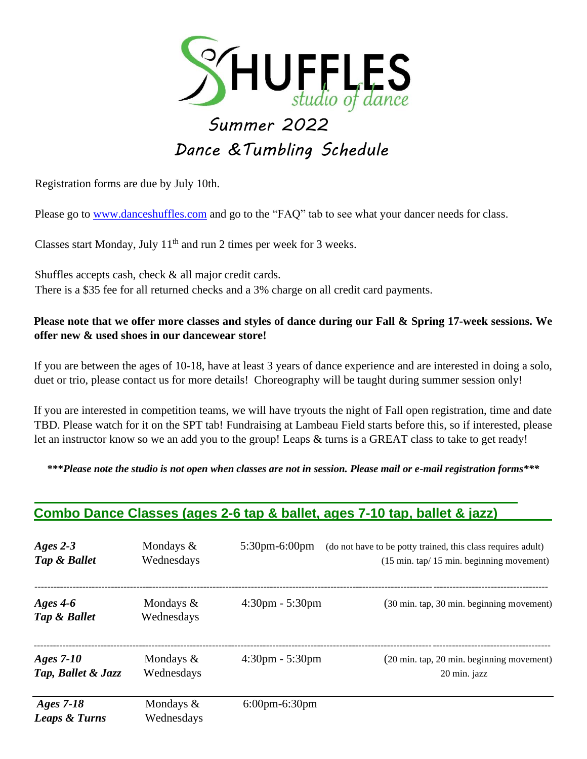# SHUFFLES studio of dance

## Summer 2022
## Dance &Tumbling Schedule

Registration forms are due by July 10th.

Please go to www.danceshuffles.com and go to the "FAQ" tab to see what your dancer needs for class.

Classes start Monday, July 11th and run 2 times per week for 3 weeks.

Shuffles accepts cash, check & all major credit cards.
There is a $35 fee for all returned checks and a 3% charge on all credit card payments.

**Please note that we offer more classes and styles of dance during our Fall & Spring 17-week sessions. We offer new & used shoes in our dancewear store!**

If you are between the ages of 10-18, have at least 3 years of dance experience and are interested in doing a solo, duet or trio, please contact us for more details! Choreography will be taught during summer session only!

If you are interested in competition teams, we will have tryouts the night of Fall open registration, time and date TBD. Please watch for it on the SPT tab! Fundraising at Lambeau Field starts before this, so if interested, please let an instructor know so we an add you to the group! Leaps & turns is a GREAT class to take to get ready!

***\*\*\*Please note the studio is not open when classes are not in session. Please mail or e-mail registration forms\*\*\****

## Combo Dance Classes (ages 2-6 tap & ballet, ages 7-10 tap, ballet & jazz)

| Class | Days | Time | Notes |
|---|---|---|---|
| ***Ages 2-3 Tap & Ballet*** | Mondays & Wednesdays | 5:30pm-6:00pm | (do not have to be potty trained, this class requires adult) (15 min. tap/ 15 min. beginning movement) |
| ***Ages 4-6 Tap & Ballet*** | Mondays & Wednesdays | 4:30pm - 5:30pm | (30 min. tap, 30 min. beginning movement) |
| ***Ages 7-10 Tap, Ballet & Jazz*** | Mondays & Wednesdays | 4:30pm - 5:30pm | (20 min. tap, 20 min. beginning movement) 20 min. jazz |
| ***Ages 7-18 Leaps & Turns*** | Mondays & Wednesdays | 6:00pm-6:30pm | |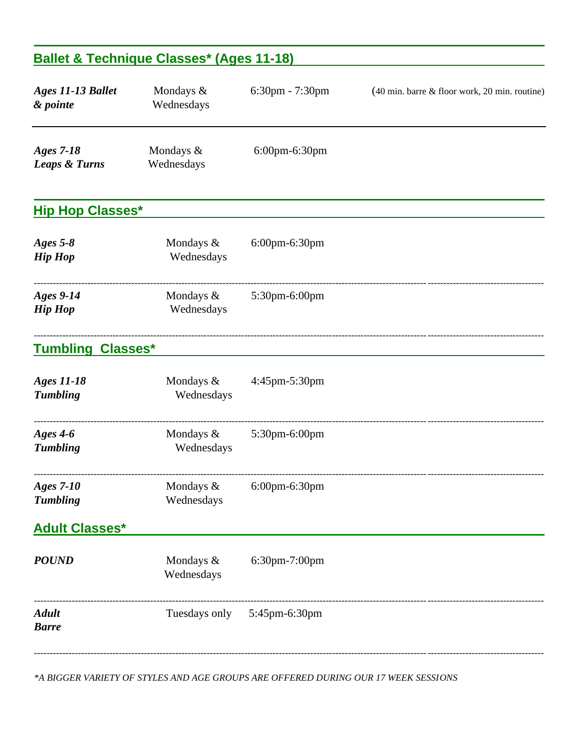## Ballet & Technique Classes* (Ages 11-18)

| | | | |
|---|---|---|---|
| ***Ages 11-13 Ballet & pointe*** | Mondays & Wednesdays | 6:30pm - 7:30pm | (40 min. barre & floor work, 20 min. routine) |
| ***Ages 7-18 Leaps & Turns*** | Mondays & Wednesdays | 6:00pm-6:30pm | |

## Hip Hop Classes*

| | | |
|---|---|---|
| ***Ages 5-8 Hip Hop*** | Mondays & Wednesdays | 6:00pm-6:30pm |
| ***Ages 9-14 Hip Hop*** | Mondays & Wednesdays | 5:30pm-6:00pm |

## Tumbling Classes*

| | | |
|---|---|---|
| ***Ages 11-18 Tumbling*** | Mondays & Wednesdays | 4:45pm-5:30pm |
| ***Ages 4-6 Tumbling*** | Mondays & Wednesdays | 5:30pm-6:00pm |
| ***Ages 7-10 Tumbling*** | Mondays & Wednesdays | 6:00pm-6:30pm |

## Adult Classes*

| | | |
|---|---|---|
| ***POUND*** | Mondays & Wednesdays | 6:30pm-7:00pm |
| ***Adult Barre*** | Tuesdays only | 5:45pm-6:30pm |

*\*A BIGGER VARIETY OF STYLES AND AGE GROUPS ARE OFFERED DURING OUR 17 WEEK SESSIONS*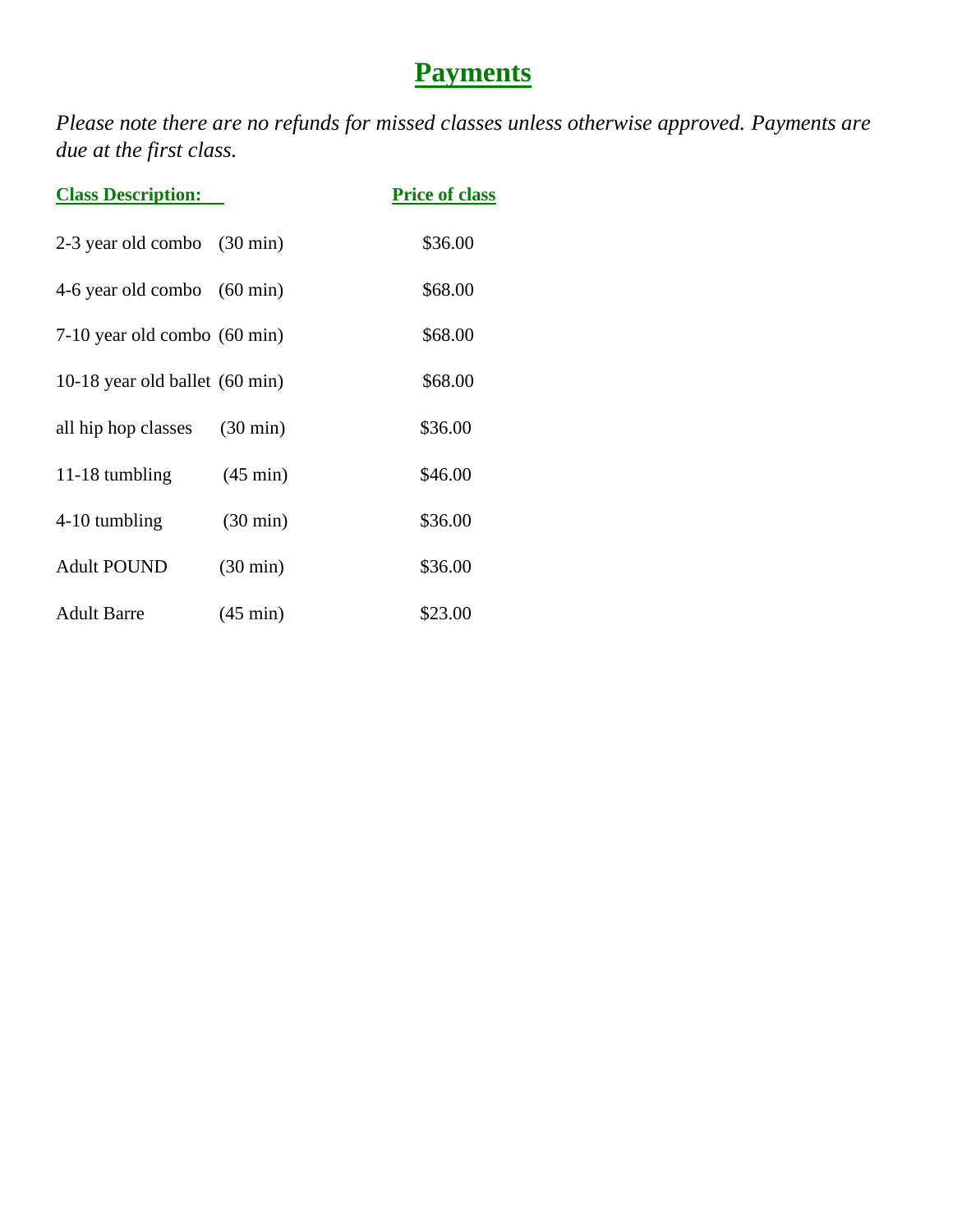# Payments

*Please note there are no refunds for missed classes unless otherwise approved. Payments are due at the first class.*

| Class Description: | | Price of class |
|---|---|---|
| 2-3 year old combo | (30 min) | $36.00 |
| 4-6 year old combo | (60 min) | $68.00 |
| 7-10 year old combo | (60 min) | $68.00 |
| 10-18 year old ballet | (60 min) | $68.00 |
| all hip hop classes | (30 min) | $36.00 |
| 11-18 tumbling | (45 min) | $46.00 |
| 4-10 tumbling | (30 min) | $36.00 |
| Adult POUND | (30 min) | $36.00 |
| Adult Barre | (45 min) | $23.00 |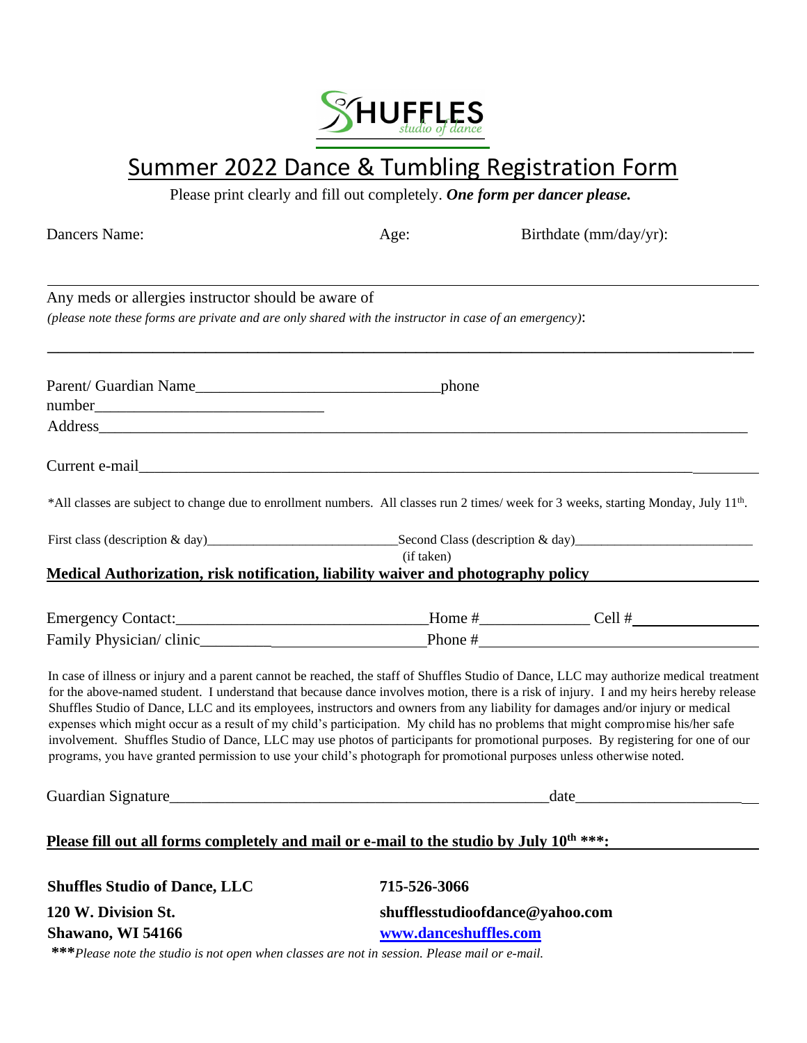SHUFFLES studio of dance

# Summer 2022 Dance & Tumbling Registration Form

Please print clearly and fill out completely. ***One form per dancer please.***

Dancers Name: Age: Birthdate (mm/day/yr):

Any meds or allergies instructor should be aware of
*(please note these forms are private and are only shared with the instructor in case of an emergency)*:

Parent/ Guardian Name_______________________________phone number_____________________________

Address________________________________________________________________________________

Current e-mail___________________________________________________________________________

*All classes are subject to change due to enrollment numbers. All classes run 2 times/ week for 3 weeks, starting Monday, July 11th.

First class (description & day)___________________________Second Class (description & day)__________________________
(if taken)

**Medical Authorization, risk notification, liability waiver and photography policy**

Emergency Contact:________________________________Home #______________ Cell #________________

Family Physician/ clinic_____________________________Phone #____________________________________

In case of illness or injury and a parent cannot be reached, the staff of Shuffles Studio of Dance, LLC may authorize medical treatment for the above-named student. I understand that because dance involves motion, there is a risk of injury. I and my heirs hereby release Shuffles Studio of Dance, LLC and its employees, instructors and owners from any liability for damages and/or injury or medical expenses which might occur as a result of my child's participation. My child has no problems that might compromise his/her safe involvement. Shuffles Studio of Dance, LLC may use photos of participants for promotional purposes. By registering for one of our programs, you have granted permission to use your child's photograph for promotional purposes unless otherwise noted.

Guardian Signature__________________________________________________date_____________________

**Please fill out all forms completely and mail or e-mail to the studio by July 10th \*\*\*:**

**Shuffles Studio of Dance, LLC**
**120 W. Division St.**
**Shawano, WI 54166**

**715-526-3066**
**shufflesstudioofdance@yahoo.com**
**www.danceshuffles.com**

**\*\*\****Please note the studio is not open when classes are not in session. Please mail or e-mail.*